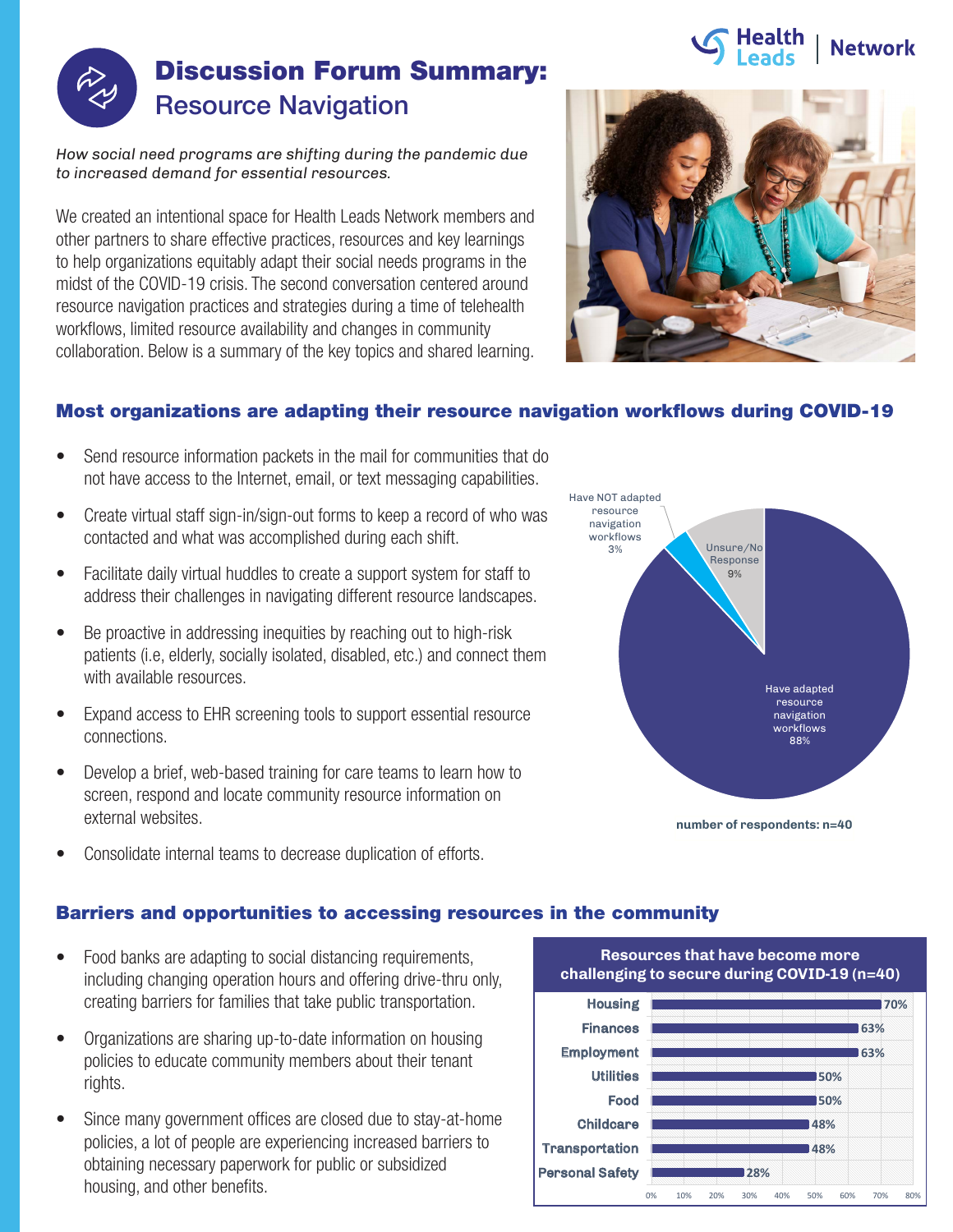# Discussion Forum Summary: Resource Navigation

Health Leads | Network

*How social need programs are shifting during the pandemic due to increased demand for essential resources.*

We created an intentional space for Health Leads Network members and other partners to share effective practices, resources and key learnings to help organizations equitably adapt their social needs programs in the midst of the COVID-19 crisis. The second conversation centered around resource navigation practices and strategies during a time of telehealth workflows, limited resource availability and changes in community collaboration. Below is a summary of the key topics and shared learning.

## Most organizations are adapting their resource navigation workflows during COVID-19

- Send resource information packets in the mail for communities that do not have access to the Internet, email, or text messaging capabilities.
- Create virtual staff sign-in/sign-out forms to keep a record of who was contacted and what was accomplished during each shift.
- Facilitate daily virtual huddles to create a support system for staff to address their challenges in navigating different resource landscapes.
- Be proactive in addressing inequities by reaching out to high-risk patients (i.e, elderly, socially isolated, disabled, etc.) and connect them with available resources.
- Expand access to EHR screening tools to support essential resource connections.
- Develop a brief, web-based training for care teams to learn how to screen, respond and locate community resource information on external websites.
- Consolidate internal teams to decrease duplication of efforts.

| Response | Percent |
|---|---|
| Have adapted resource navigation workflows | 88% |
| Unsure/No Response | 9% |
| Have NOT adapted resource navigation workflows | 3% |

**number of respondents: n=40**

## Barriers and opportunities to accessing resources in the community

- Food banks are adapting to social distancing requirements, including changing operation hours and offering drive-thru only, creating barriers for families that take public transportation.
- Organizations are sharing up-to-date information on housing policies to educate community members about their tenant rights.
- Since many government offices are closed due to stay-at-home policies, a lot of people are experiencing increased barriers to obtaining necessary paperwork for public or subsidized housing, and other benefits.

**Resources that have become more challenging to secure during COVID-19 (n=40)**

| Resource | Percent |
|---|---|
| Housing | 70% |
| Finances | 63% |
| Employment | 63% |
| Utilities | 50% |
| Food | 50% |
| Childcare | 48% |
| Transportation | 48% |
| Personal Safety | 28% |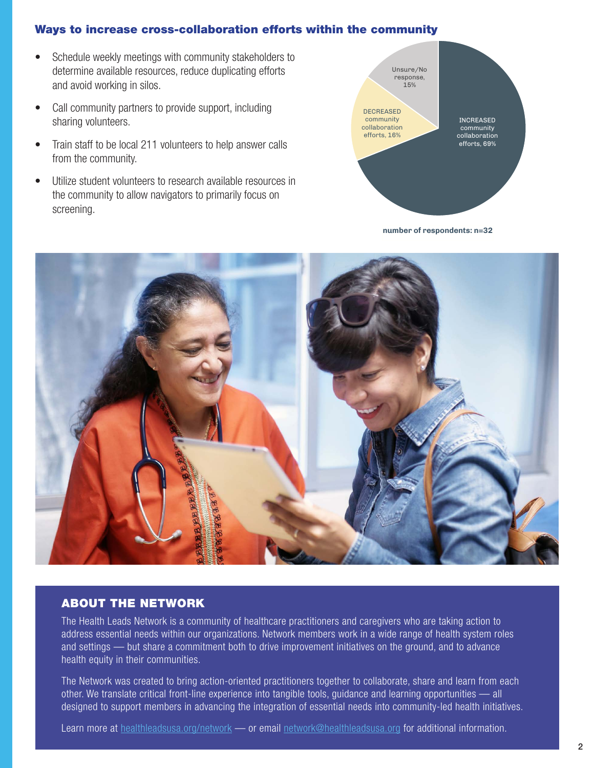## Ways to increase cross-collaboration efforts within the community

- Schedule weekly meetings with community stakeholders to determine available resources, reduce duplicating efforts and avoid working in silos.
- Call community partners to provide support, including sharing volunteers.
- Train staff to be local 211 volunteers to help answer calls from the community.
- Utilize student volunteers to research available resources in the community to allow navigators to primarily focus on screening.

Unsure/No response, 15%

DECREASED community collaboration efforts, 16%

INCREASED community collaboration efforts, 69%

**number of respondents: n=32**

## ABOUT THE NETWORK

The Health Leads Network is a community of healthcare practitioners and caregivers who are taking action to address essential needs within our organizations. Network members work in a wide range of health system roles and settings — but share a commitment both to drive improvement initiatives on the ground, and to advance health equity in their communities.

The Network was created to bring action-oriented practitioners together to collaborate, share and learn from each other. We translate critical front-line experience into tangible tools, guidance and learning opportunities — all designed to support members in advancing the integration of essential needs into community-led health initiatives.

Learn more at healthleadsusa.org/network — or email network@healthleadsusa.org for additional information.